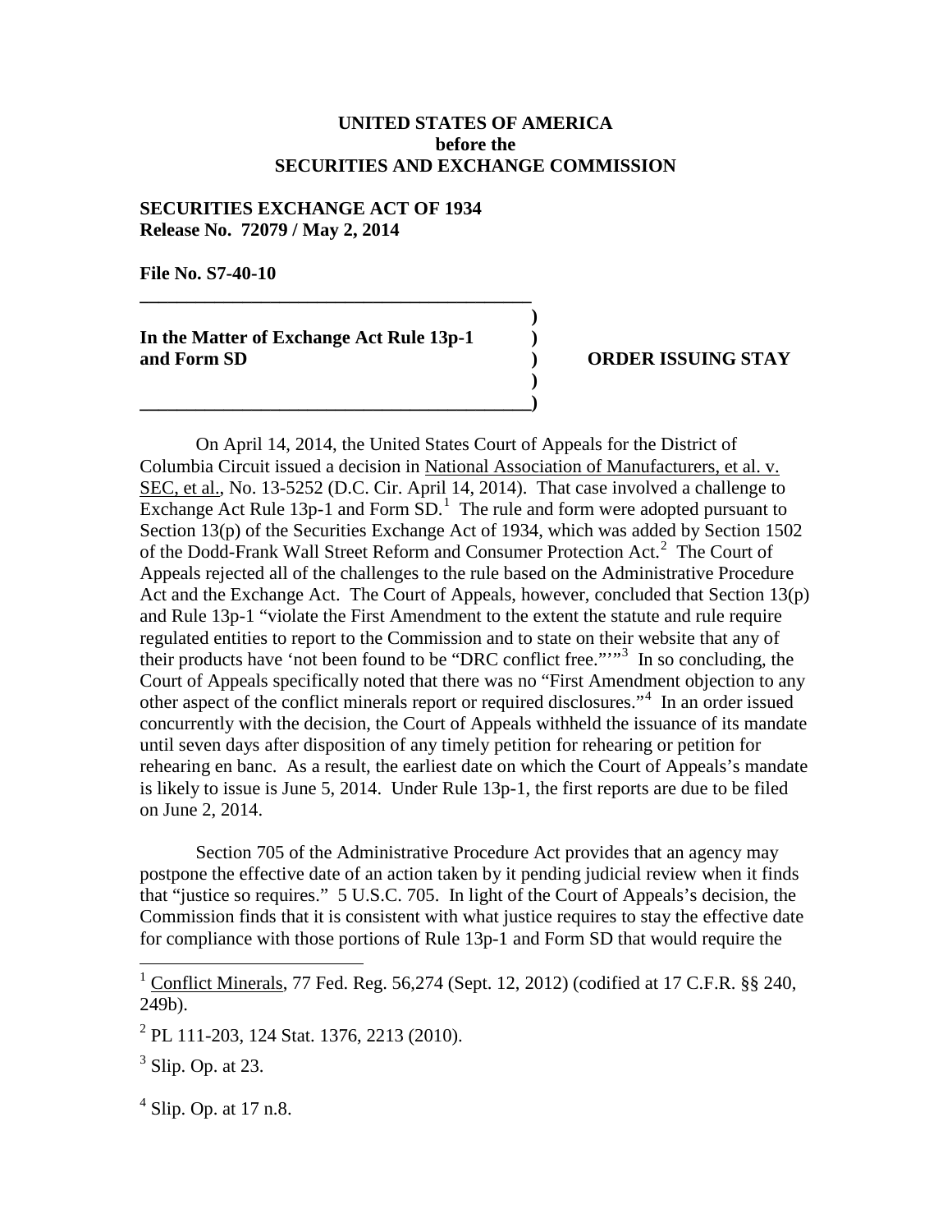**UNITED STATES OF AMERICA**
**before the**
**SECURITIES AND EXCHANGE COMMISSION**

**SECURITIES EXCHANGE ACT OF 1934**
**Release No. 72079 / May 2, 2014**

**File No. S7-40-10**

**In the Matter of Exchange Act Rule 13p-1 and Form SD**

**ORDER ISSUING STAY**

On April 14, 2014, the United States Court of Appeals for the District of Columbia Circuit issued a decision in National Association of Manufacturers, et al. v. SEC, et al., No. 13-5252 (D.C. Cir. April 14, 2014). That case involved a challenge to Exchange Act Rule 13p-1 and Form SD.[1] The rule and form were adopted pursuant to Section 13(p) of the Securities Exchange Act of 1934, which was added by Section 1502 of the Dodd-Frank Wall Street Reform and Consumer Protection Act.[2] The Court of Appeals rejected all of the challenges to the rule based on the Administrative Procedure Act and the Exchange Act. The Court of Appeals, however, concluded that Section 13(p) and Rule 13p-1 "violate the First Amendment to the extent the statute and rule require regulated entities to report to the Commission and to state on their website that any of their products have 'not been found to be "DRC conflict free."'"[3] In so concluding, the Court of Appeals specifically noted that there was no "First Amendment objection to any other aspect of the conflict minerals report or required disclosures."[4] In an order issued concurrently with the decision, the Court of Appeals withheld the issuance of its mandate until seven days after disposition of any timely petition for rehearing or petition for rehearing en banc. As a result, the earliest date on which the Court of Appeals's mandate is likely to issue is June 5, 2014. Under Rule 13p-1, the first reports are due to be filed on June 2, 2014.

Section 705 of the Administrative Procedure Act provides that an agency may postpone the effective date of an action taken by it pending judicial review when it finds that "justice so requires." 5 U.S.C. 705. In light of the Court of Appeals's decision, the Commission finds that it is consistent with what justice requires to stay the effective date for compliance with those portions of Rule 13p-1 and Form SD that would require the

---

[1] Conflict Minerals, 77 Fed. Reg. 56,274 (Sept. 12, 2012) (codified at 17 C.F.R. §§ 240, 249b).

[2] PL 111-203, 124 Stat. 1376, 2213 (2010).

[3] Slip. Op. at 23.

[4] Slip. Op. at 17 n.8.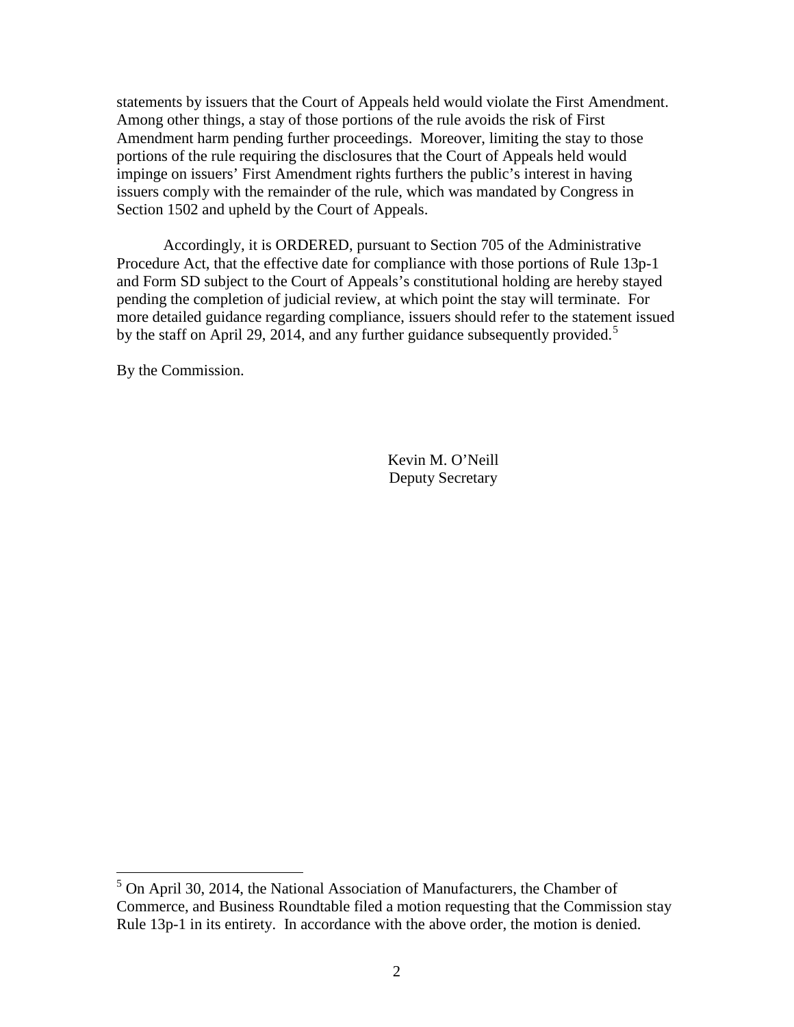statements by issuers that the Court of Appeals held would violate the First Amendment. Among other things, a stay of those portions of the rule avoids the risk of First Amendment harm pending further proceedings. Moreover, limiting the stay to those portions of the rule requiring the disclosures that the Court of Appeals held would impinge on issuers' First Amendment rights furthers the public's interest in having issuers comply with the remainder of the rule, which was mandated by Congress in Section 1502 and upheld by the Court of Appeals.

Accordingly, it is ORDERED, pursuant to Section 705 of the Administrative Procedure Act, that the effective date for compliance with those portions of Rule 13p-1 and Form SD subject to the Court of Appeals's constitutional holding are hereby stayed pending the completion of judicial review, at which point the stay will terminate. For more detailed guidance regarding compliance, issuers should refer to the statement issued by the staff on April 29, 2014, and any further guidance subsequently provided.[5]

By the Commission.

Kevin M. O'Neill
Deputy Secretary

[5] On April 30, 2014, the National Association of Manufacturers, the Chamber of Commerce, and Business Roundtable filed a motion requesting that the Commission stay Rule 13p-1 in its entirety. In accordance with the above order, the motion is denied.